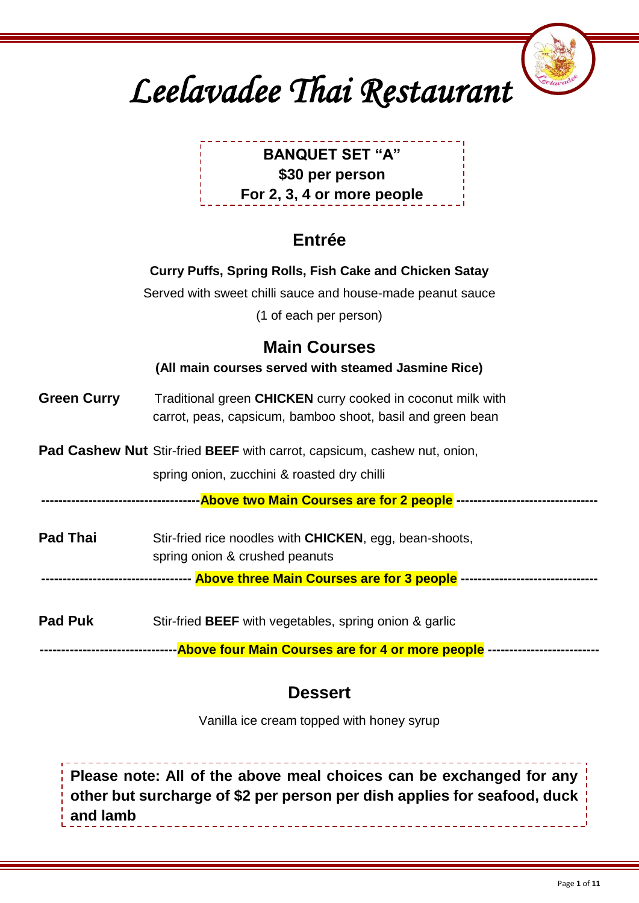# Leelavadee Thai Restaurant

**BANQUET SET "A"**
**$30 per person**
**For 2, 3, 4 or more people**

## Entrée

**Curry Puffs, Spring Rolls, Fish Cake and Chicken Satay**

Served with sweet chilli sauce and house-made peanut sauce

(1 of each per person)

## Main Courses

**(All main courses served with steamed Jasmine Rice)**

**Green Curry** Traditional green **CHICKEN** curry cooked in coconut milk with carrot, peas, capsicum, bamboo shoot, basil and green bean

**Pad Cashew Nut** Stir-fried **BEEF** with carrot, capsicum, cashew nut, onion, spring onion, zucchini & roasted dry chilli

-------------------------------------**Above two Main Courses are for 2 people** ---------------------------------

**Pad Thai** Stir-fried rice noodles with **CHICKEN**, egg, bean-shoots, spring onion & crushed peanuts

----------------------------------- **Above three Main Courses are for 3 people** --------------------------------

**Pad Puk** Stir-fried **BEEF** with vegetables, spring onion & garlic

--------------------------------**Above four Main Courses are for 4 or more people** --------------------------

## Dessert

Vanilla ice cream topped with honey syrup

**Please note: All of the above meal choices can be exchanged for any other but surcharge of $2 per person per dish applies for seafood, duck and lamb**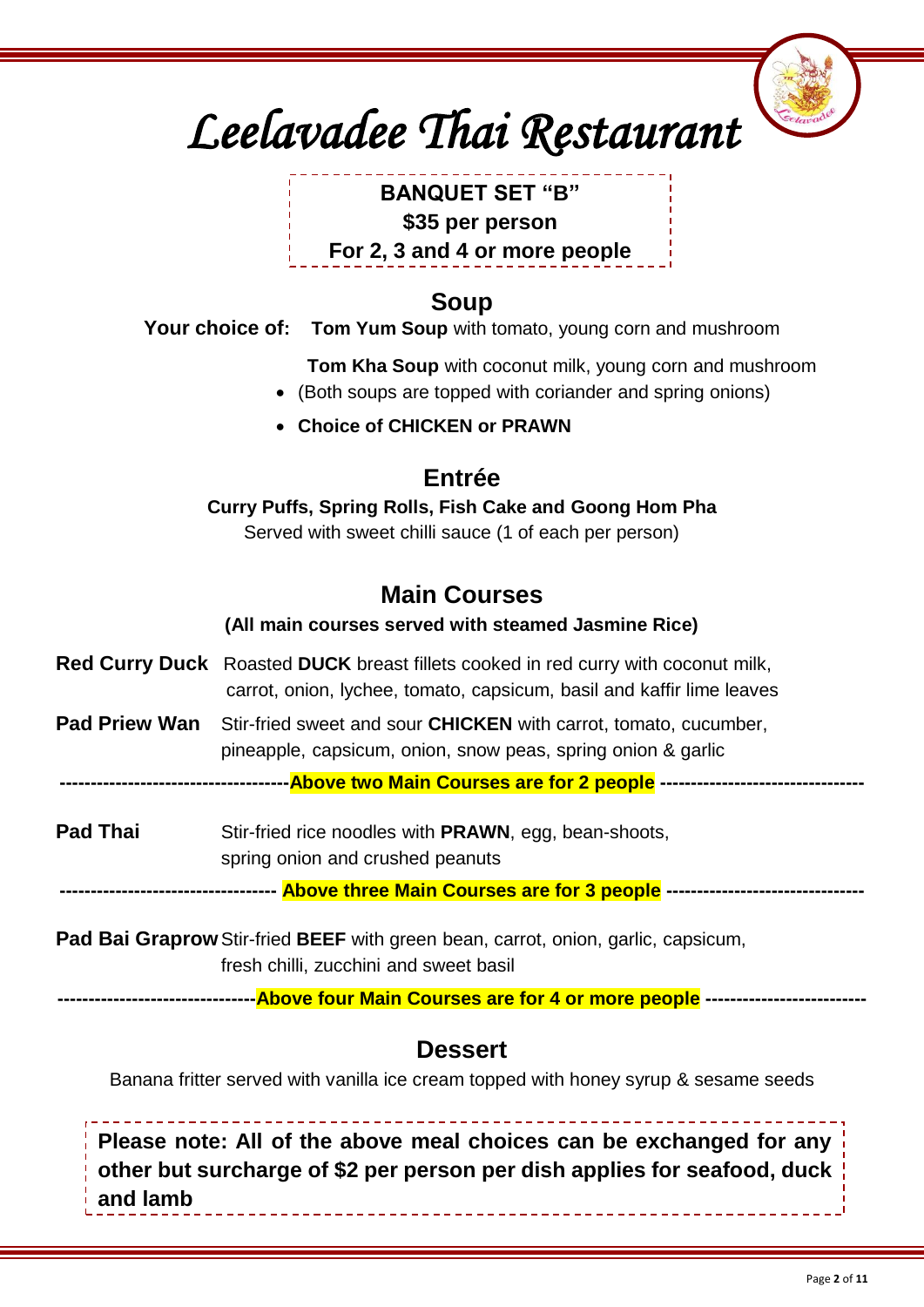# *Leelavadee Thai Restaurant*

**BANQUET SET "B"**
**$35 per person**
**For 2, 3 and 4 or more people**

## Soup

**Your choice of:** **Tom Yum Soup** with tomato, young corn and mushroom

**Tom Kha Soup** with coconut milk, young corn and mushroom

- (Both soups are topped with coriander and spring onions)
- **Choice of CHICKEN or PRAWN**

## Entrée

**Curry Puffs, Spring Rolls, Fish Cake and Goong Hom Pha**
Served with sweet chilli sauce (1 of each per person)

## Main Courses

**(All main courses served with steamed Jasmine Rice)**

**Red Curry Duck** Roasted **DUCK** breast fillets cooked in red curry with coconut milk, carrot, onion, lychee, tomato, capsicum, basil and kaffir lime leaves

**Pad Priew Wan** Stir-fried sweet and sour **CHICKEN** with carrot, tomato, cucumber, pineapple, capsicum, onion, snow peas, spring onion & garlic

------------------------------------**Above two Main Courses are for 2 people** ---------------------------------

**Pad Thai** Stir-fried rice noodles with **PRAWN**, egg, bean-shoots, spring onion and crushed peanuts

---------------------------------- **Above three Main Courses are for 3 people** --------------------------------

**Pad Bai Graprow** Stir-fried **BEEF** with green bean, carrot, onion, garlic, capsicum, fresh chilli, zucchini and sweet basil

--------------------------------**Above four Main Courses are for 4 or more people** --------------------------

## Dessert

Banana fritter served with vanilla ice cream topped with honey syrup & sesame seeds

**Please note: All of the above meal choices can be exchanged for any other but surcharge of $2 per person per dish applies for seafood, duck and lamb**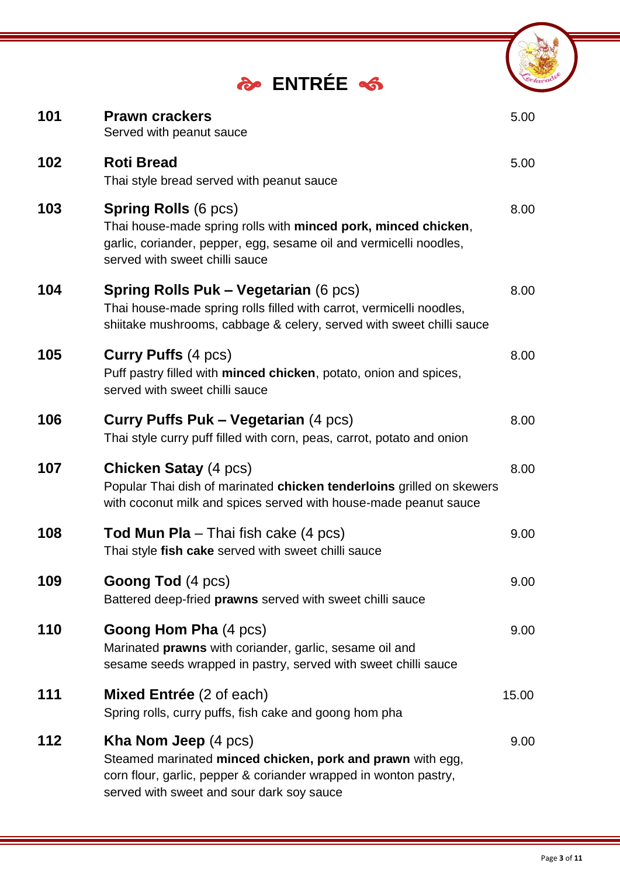# ENTRÉE

| No. | Item | Price |
| --- | --- | --- |
| 101 | **Prawn crackers**<br>Served with peanut sauce | 5.00 |
| 102 | **Roti Bread**<br>Thai style bread served with peanut sauce | 5.00 |
| 103 | **Spring Rolls** (6 pcs)<br>Thai house-made spring rolls with **minced pork, minced chicken**, garlic, coriander, pepper, egg, sesame oil and vermicelli noodles, served with sweet chilli sauce | 8.00 |
| 104 | **Spring Rolls Puk – Vegetarian** (6 pcs)<br>Thai house-made spring rolls filled with carrot, vermicelli noodles, shiitake mushrooms, cabbage & celery, served with sweet chilli sauce | 8.00 |
| 105 | **Curry Puffs** (4 pcs)<br>Puff pastry filled with **minced chicken**, potato, onion and spices, served with sweet chilli sauce | 8.00 |
| 106 | **Curry Puffs Puk – Vegetarian** (4 pcs)<br>Thai style curry puff filled with corn, peas, carrot, potato and onion | 8.00 |
| 107 | **Chicken Satay** (4 pcs)<br>Popular Thai dish of marinated **chicken tenderloins** grilled on skewers with coconut milk and spices served with house-made peanut sauce | 8.00 |
| 108 | **Tod Mun Pla** – Thai fish cake (4 pcs)<br>Thai style **fish cake** served with sweet chilli sauce | 9.00 |
| 109 | **Goong Tod** (4 pcs)<br>Battered deep-fried **prawns** served with sweet chilli sauce | 9.00 |
| 110 | **Goong Hom Pha** (4 pcs)<br>Marinated **prawns** with coriander, garlic, sesame oil and sesame seeds wrapped in pastry, served with sweet chilli sauce | 9.00 |
| 111 | **Mixed Entrée** (2 of each)<br>Spring rolls, curry puffs, fish cake and goong hom pha | 15.00 |
| 112 | **Kha Nom Jeep** (4 pcs)<br>Steamed marinated **minced chicken, pork and prawn** with egg, corn flour, garlic, pepper & coriander wrapped in wonton pastry, served with sweet and sour dark soy sauce | 9.00 |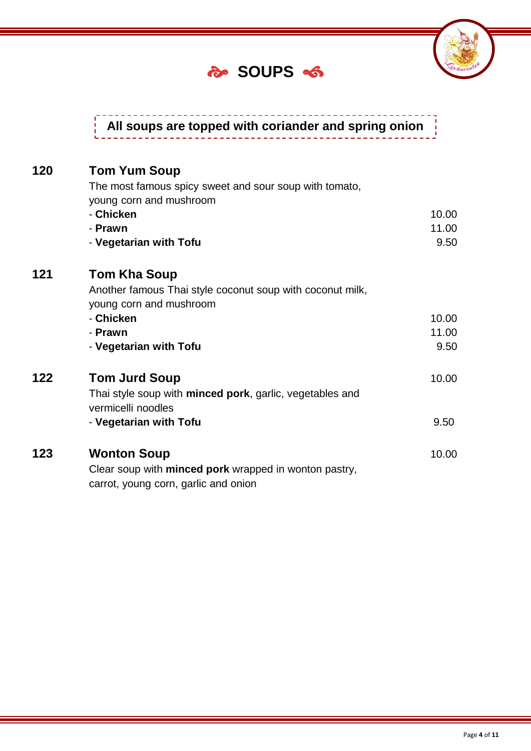# SOUPS

**All soups are topped with coriander and spring onion**

## 120 Tom Yum Soup

The most famous spicy sweet and sour soup with tomato, young corn and mushroom

| | |
|---|---|
| - **Chicken** | 10.00 |
| - **Prawn** | 11.00 |
| - **Vegetarian with Tofu** | 9.50 |

## 121 Tom Kha Soup

Another famous Thai style coconut soup with coconut milk, young corn and mushroom

| | |
|---|---|
| - **Chicken** | 10.00 |
| - **Prawn** | 11.00 |
| - **Vegetarian with Tofu** | 9.50 |

## 122 Tom Jurd Soup — 10.00

Thai style soup with **minced pork**, garlic, vegetables and vermicelli noodles

| | |
|---|---|
| - **Vegetarian with Tofu** | 9.50 |

## 123 Wonton Soup — 10.00

Clear soup with **minced pork** wrapped in wonton pastry, carrot, young corn, garlic and onion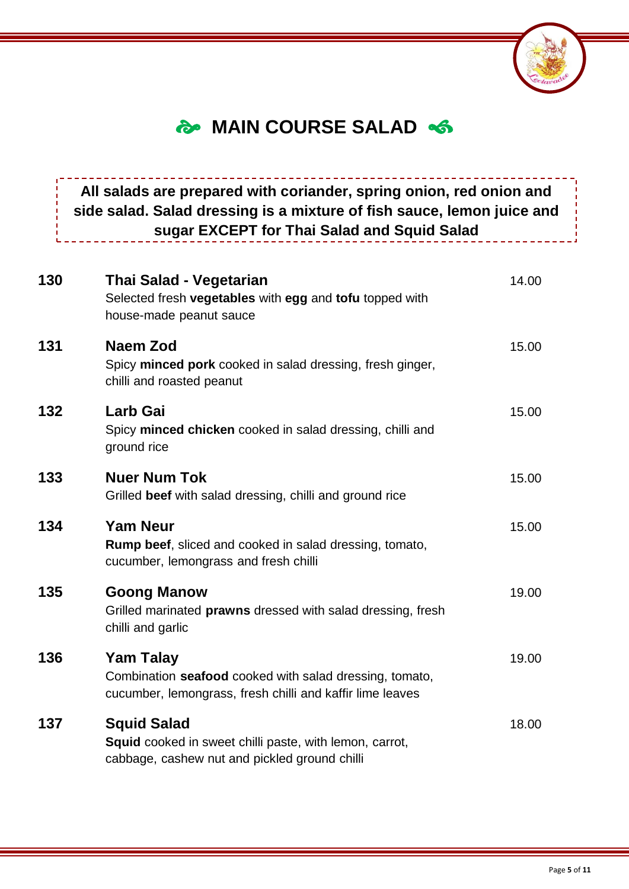# MAIN COURSE SALAD

**All salads are prepared with coriander, spring onion, red onion and side salad. Salad dressing is a mixture of fish sauce, lemon juice and sugar EXCEPT for Thai Salad and Squid Salad**

**130** **Thai Salad - Vegetarian** 14.00
Selected fresh **vegetables** with **egg** and **tofu** topped with house-made peanut sauce

**131** **Naem Zod** 15.00
Spicy **minced pork** cooked in salad dressing, fresh ginger, chilli and roasted peanut

**132** **Larb Gai** 15.00
Spicy **minced chicken** cooked in salad dressing, chilli and ground rice

**133** **Nuer Num Tok** 15.00
Grilled **beef** with salad dressing, chilli and ground rice

**134** **Yam Neur** 15.00
**Rump beef**, sliced and cooked in salad dressing, tomato, cucumber, lemongrass and fresh chilli

**135** **Goong Manow** 19.00
Grilled marinated **prawns** dressed with salad dressing, fresh chilli and garlic

**136** **Yam Talay** 19.00
Combination **seafood** cooked with salad dressing, tomato, cucumber, lemongrass, fresh chilli and kaffir lime leaves

**137** **Squid Salad** 18.00
**Squid** cooked in sweet chilli paste, with lemon, carrot, cabbage, cashew nut and pickled ground chilli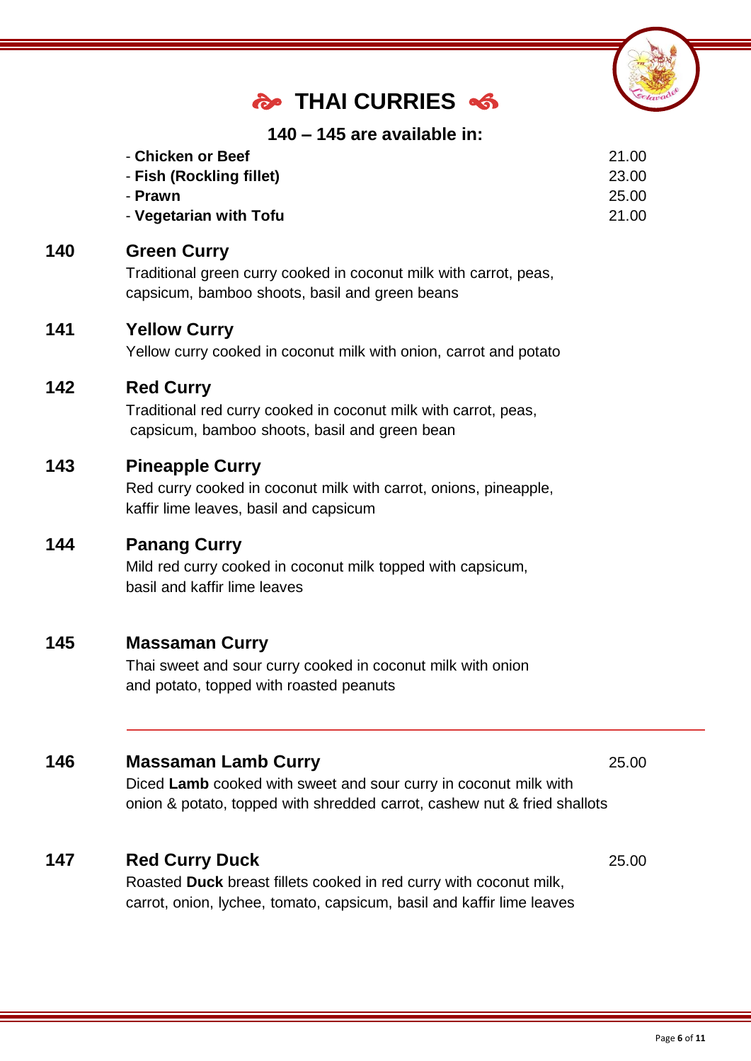# THAI CURRIES

### 140 – 145 are available in:

| | |
|---|---|
| - **Chicken or Beef** | 21.00 |
| - **Fish (Rockling fillet)** | 23.00 |
| - **Prawn** | 25.00 |
| - **Vegetarian with Tofu** | 21.00 |

**140 Green Curry**

Traditional green curry cooked in coconut milk with carrot, peas, capsicum, bamboo shoots, basil and green beans

**141 Yellow Curry**

Yellow curry cooked in coconut milk with onion, carrot and potato

**142 Red Curry**

Traditional red curry cooked in coconut milk with carrot, peas, capsicum, bamboo shoots, basil and green bean

**143 Pineapple Curry**

Red curry cooked in coconut milk with carrot, onions, pineapple, kaffir lime leaves, basil and capsicum

**144 Panang Curry**

Mild red curry cooked in coconut milk topped with capsicum, basil and kaffir lime leaves

**145 Massaman Curry**

Thai sweet and sour curry cooked in coconut milk with onion and potato, topped with roasted peanuts

---

**146 Massaman Lamb Curry** — 25.00

Diced **Lamb** cooked with sweet and sour curry in coconut milk with onion & potato, topped with shredded carrot, cashew nut & fried shallots

**147 Red Curry Duck** — 25.00

Roasted **Duck** breast fillets cooked in red curry with coconut milk, carrot, onion, lychee, tomato, capsicum, basil and kaffir lime leaves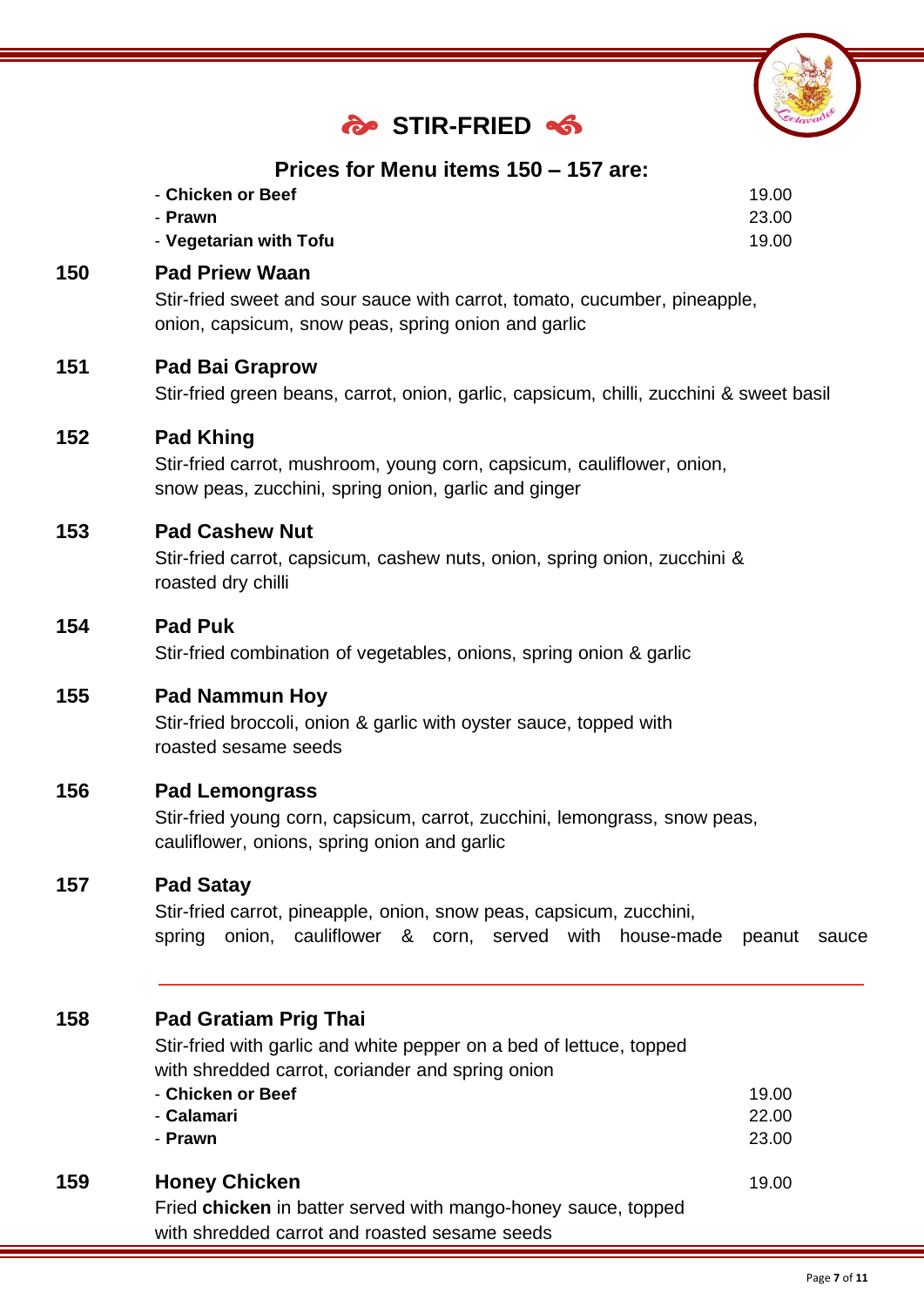# STIR-FRIED

## Prices for Menu items 150 – 157 are:

| | |
|---|---|
| - **Chicken or Beef** | 19.00 |
| - **Prawn** | 23.00 |
| - **Vegetarian with Tofu** | 19.00 |

### 150 Pad Priew Waan

Stir-fried sweet and sour sauce with carrot, tomato, cucumber, pineapple, onion, capsicum, snow peas, spring onion and garlic

### 151 Pad Bai Graprow

Stir-fried green beans, carrot, onion, garlic, capsicum, chilli, zucchini & sweet basil

### 152 Pad Khing

Stir-fried carrot, mushroom, young corn, capsicum, cauliflower, onion, snow peas, zucchini, spring onion, garlic and ginger

### 153 Pad Cashew Nut

Stir-fried carrot, capsicum, cashew nuts, onion, spring onion, zucchini & roasted dry chilli

### 154 Pad Puk

Stir-fried combination of vegetables, onions, spring onion & garlic

### 155 Pad Nammun Hoy

Stir-fried broccoli, onion & garlic with oyster sauce, topped with roasted sesame seeds

### 156 Pad Lemongrass

Stir-fried young corn, capsicum, carrot, zucchini, lemongrass, snow peas, cauliflower, onions, spring onion and garlic

### 157 Pad Satay

Stir-fried carrot, pineapple, onion, snow peas, capsicum, zucchini, spring onion, cauliflower & corn, served with house-made peanut sauce

---

### 158 Pad Gratiam Prig Thai

Stir-fried with garlic and white pepper on a bed of lettuce, topped with shredded carrot, coriander and spring onion

| | |
|---|---|
| - **Chicken or Beef** | 19.00 |
| - **Calamari** | 22.00 |
| - **Prawn** | 23.00 |

### 159 Honey Chicken — 19.00

Fried **chicken** in batter served with mango-honey sauce, topped with shredded carrot and roasted sesame seeds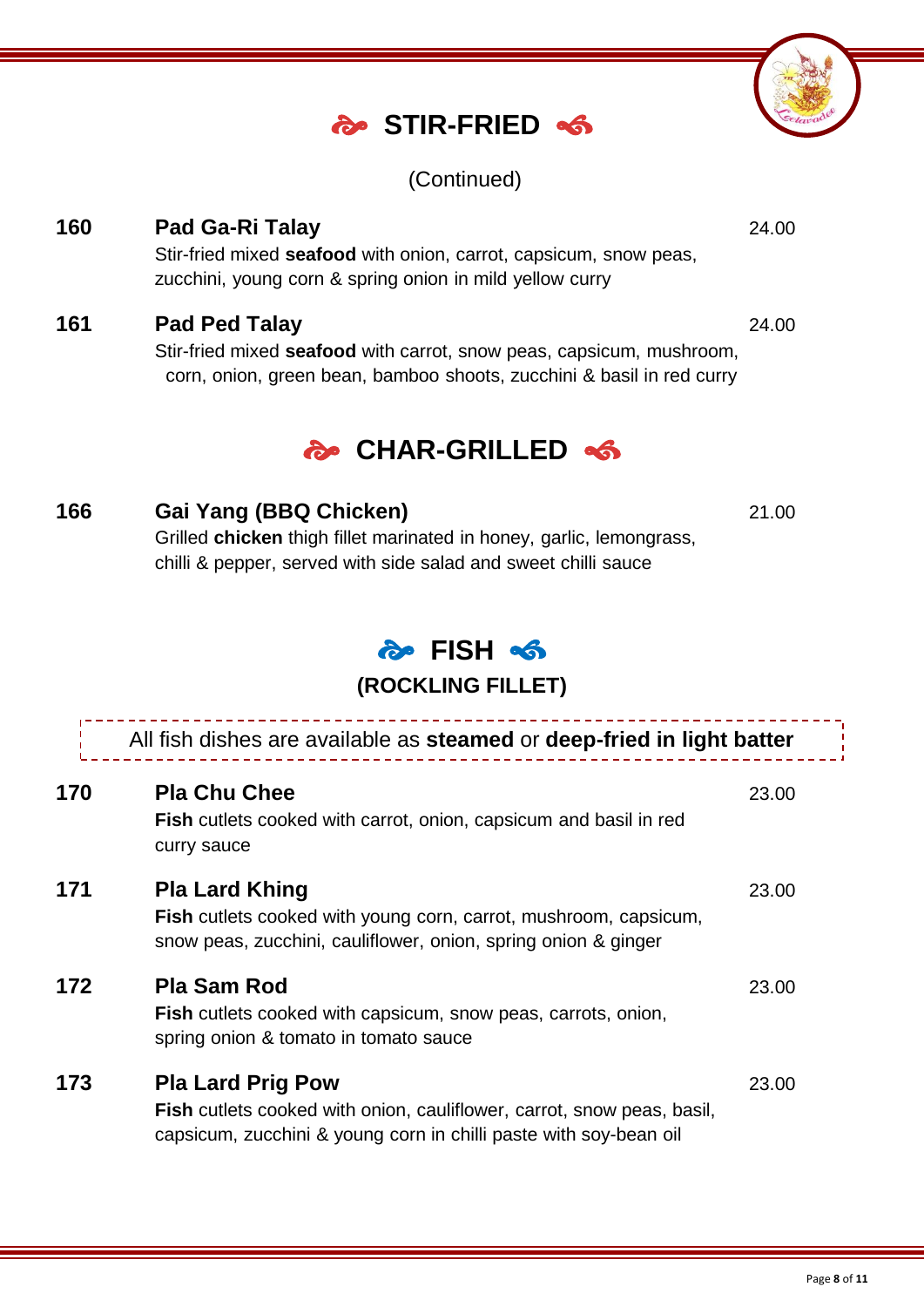## STIR-FRIED

(Continued)

**160** **Pad Ga-Ri Talay** 24.00

Stir-fried mixed **seafood** with onion, carrot, capsicum, snow peas, zucchini, young corn & spring onion in mild yellow curry

**161** **Pad Ped Talay** 24.00

Stir-fried mixed **seafood** with carrot, snow peas, capsicum, mushroom, corn, onion, green bean, bamboo shoots, zucchini & basil in red curry

## CHAR-GRILLED

**166** **Gai Yang (BBQ Chicken)** 21.00

Grilled **chicken** thigh fillet marinated in honey, garlic, lemongrass, chilli & pepper, served with side salad and sweet chilli sauce

## FISH

### (ROCKLING FILLET)

All fish dishes are available as **steamed** or **deep-fried in light batter**

**170** **Pla Chu Chee** 23.00

**Fish** cutlets cooked with carrot, onion, capsicum and basil in red curry sauce

**171** **Pla Lard Khing** 23.00

**Fish** cutlets cooked with young corn, carrot, mushroom, capsicum, snow peas, zucchini, cauliflower, onion, spring onion & ginger

**172** **Pla Sam Rod** 23.00

**Fish** cutlets cooked with capsicum, snow peas, carrots, onion, spring onion & tomato in tomato sauce

**173** **Pla Lard Prig Pow** 23.00

**Fish** cutlets cooked with onion, cauliflower, carrot, snow peas, basil, capsicum, zucchini & young corn in chilli paste with soy-bean oil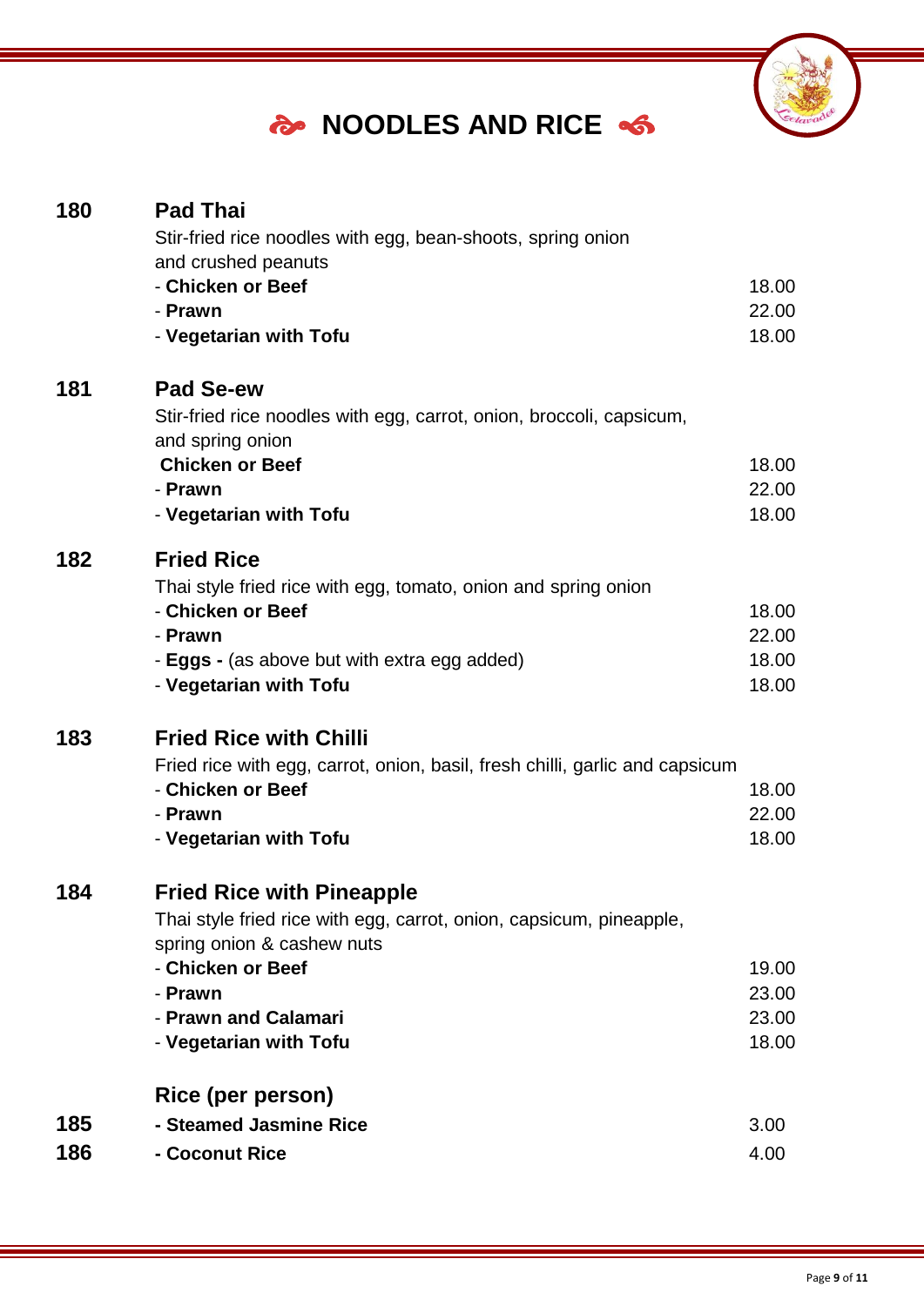# NOODLES AND RICE

**180** **Pad Thai**

Stir-fried rice noodles with egg, bean-shoots, spring onion and crushed peanuts

| | |
|---|---|
| - **Chicken or Beef** | 18.00 |
| - **Prawn** | 22.00 |
| - **Vegetarian with Tofu** | 18.00 |

**181** **Pad Se-ew**

Stir-fried rice noodles with egg, carrot, onion, broccoli, capsicum, and spring onion

| | |
|---|---|
| **Chicken or Beef** | 18.00 |
| - **Prawn** | 22.00 |
| - **Vegetarian with Tofu** | 18.00 |

**182** **Fried Rice**

Thai style fried rice with egg, tomato, onion and spring onion

| | |
|---|---|
| - **Chicken or Beef** | 18.00 |
| - **Prawn** | 22.00 |
| - **Eggs -** (as above but with extra egg added) | 18.00 |
| - **Vegetarian with Tofu** | 18.00 |

**183** **Fried Rice with Chilli**

Fried rice with egg, carrot, onion, basil, fresh chilli, garlic and capsicum

| | |
|---|---|
| - **Chicken or Beef** | 18.00 |
| - **Prawn** | 22.00 |
| - **Vegetarian with Tofu** | 18.00 |

**184** **Fried Rice with Pineapple**

Thai style fried rice with egg, carrot, onion, capsicum, pineapple, spring onion & cashew nuts

| | |
|---|---|
| - **Chicken or Beef** | 19.00 |
| - **Prawn** | 23.00 |
| - **Prawn and Calamari** | 23.00 |
| - **Vegetarian with Tofu** | 18.00 |

**Rice (per person)**

| | | |
|---|---|---|
| **185** | - **Steamed Jasmine Rice** | 3.00 |
| **186** | - **Coconut Rice** | 4.00 |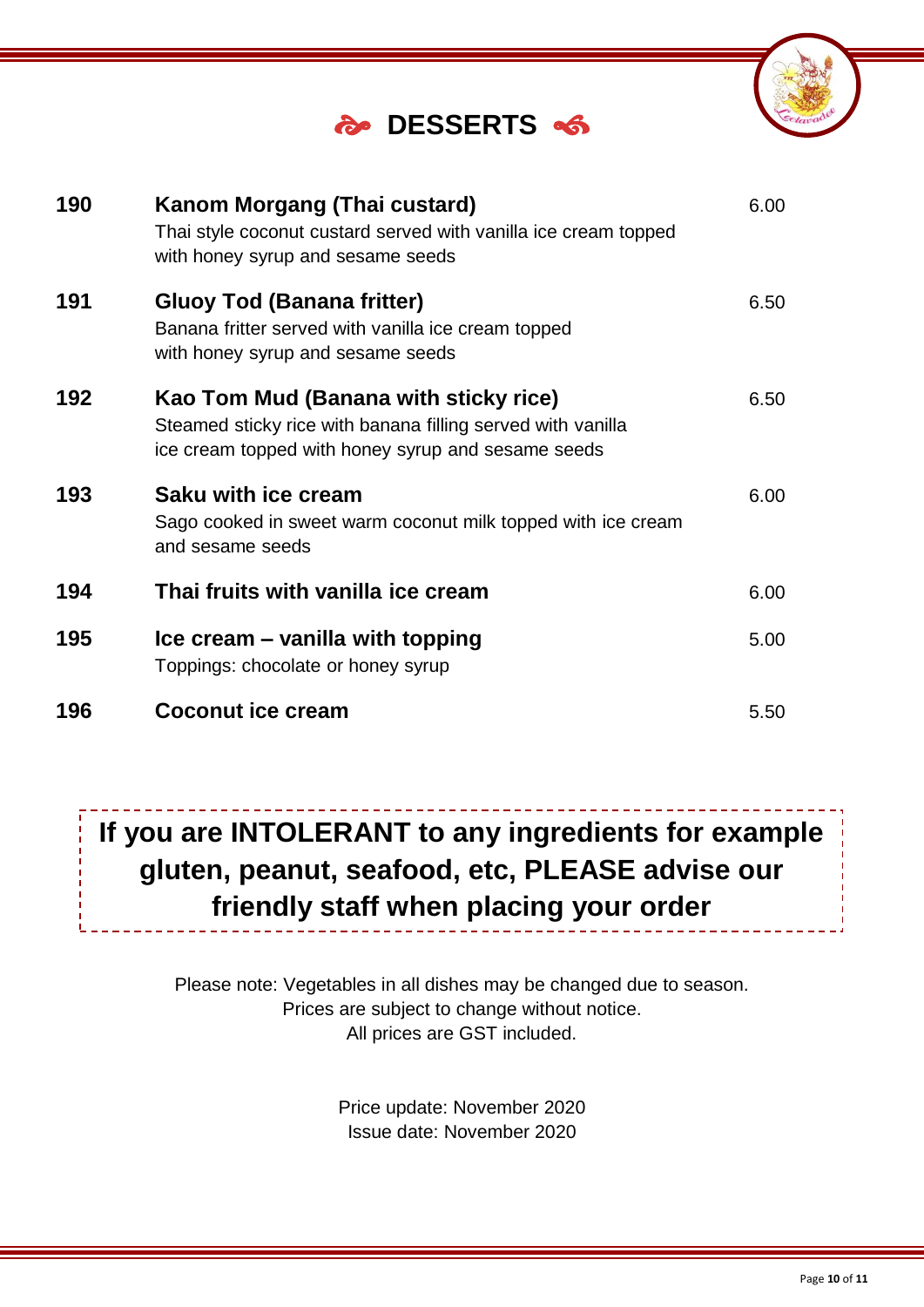# DESSERTS

| No. | Item | Price |
|---|---|---|
| 190 | **Kanom Morgang (Thai custard)**<br>Thai style coconut custard served with vanilla ice cream topped with honey syrup and sesame seeds | 6.00 |
| 191 | **Gluoy Tod (Banana fritter)**<br>Banana fritter served with vanilla ice cream topped with honey syrup and sesame seeds | 6.50 |
| 192 | **Kao Tom Mud (Banana with sticky rice)**<br>Steamed sticky rice with banana filling served with vanilla ice cream topped with honey syrup and sesame seeds | 6.50 |
| 193 | **Saku with ice cream**<br>Sago cooked in sweet warm coconut milk topped with ice cream and sesame seeds | 6.00 |
| 194 | **Thai fruits with vanilla ice cream** | 6.00 |
| 195 | **Ice cream – vanilla with topping**<br>Toppings: chocolate or honey syrup | 5.00 |
| 196 | **Coconut ice cream** | 5.50 |

**If you are INTOLERANT to any ingredients for example gluten, peanut, seafood, etc, PLEASE advise our friendly staff when placing your order**

Please note: Vegetables in all dishes may be changed due to season.
Prices are subject to change without notice.
All prices are GST included.

Price update: November 2020
Issue date: November 2020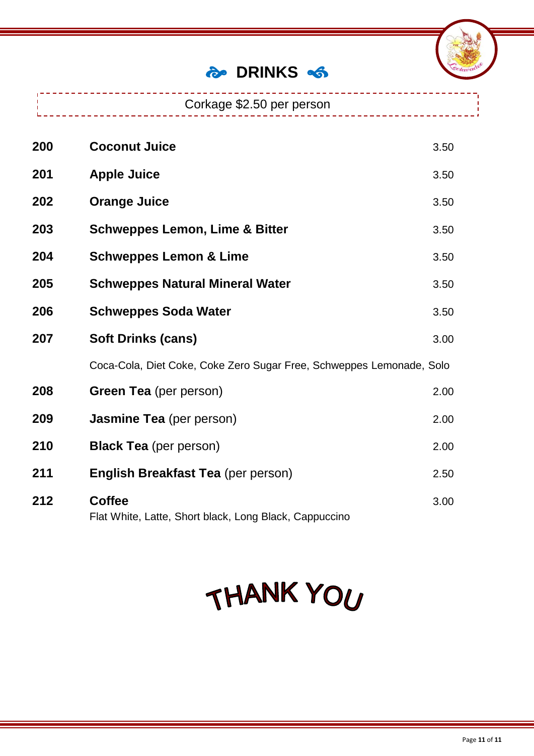# DRINKS

Corkage $2.50 per person

| | | |
|---|---|---|
| **200** | **Coconut Juice** | 3.50 |
| **201** | **Apple Juice** | 3.50 |
| **202** | **Orange Juice** | 3.50 |
| **203** | **Schweppes Lemon, Lime & Bitter** | 3.50 |
| **204** | **Schweppes Lemon & Lime** | 3.50 |
| **205** | **Schweppes Natural Mineral Water** | 3.50 |
| **206** | **Schweppes Soda Water** | 3.50 |
| **207** | **Soft Drinks (cans)** | 3.00 |
| | Coca-Cola, Diet Coke, Coke Zero Sugar Free, Schweppes Lemonade, Solo | |
| **208** | **Green Tea** (per person) | 2.00 |
| **209** | **Jasmine Tea** (per person) | 2.00 |
| **210** | **Black Tea** (per person) | 2.00 |
| **211** | **English Breakfast Tea** (per person) | 2.50 |
| **212** | **Coffee**<br>Flat White, Latte, Short black, Long Black, Cappuccino | 3.00 |

THANK YOU